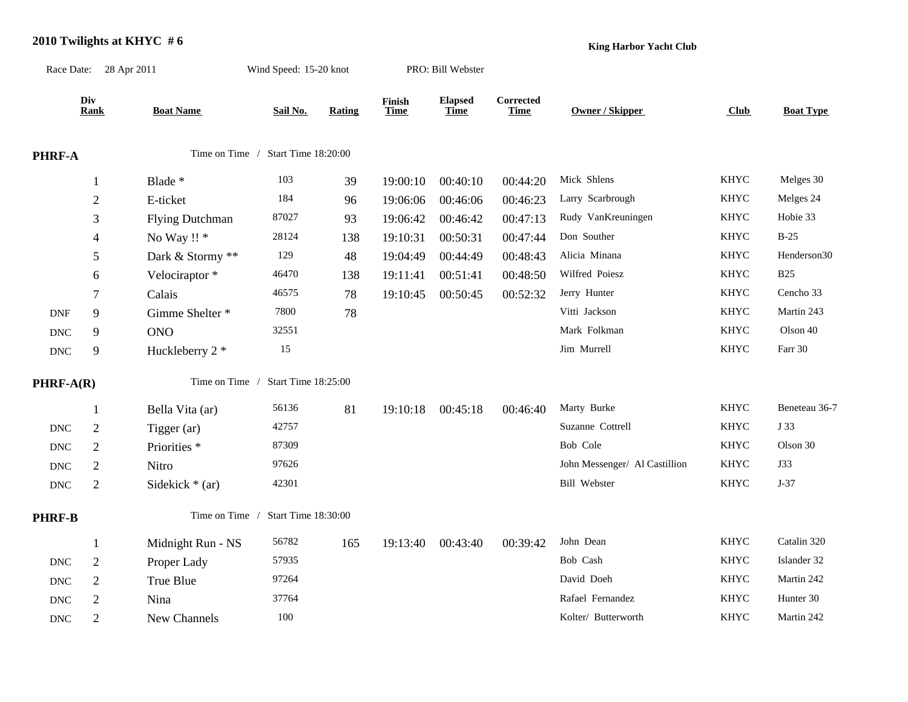## 2010 Twilights at KHYC # 6

**King Harbor Yacht Club**

Race Date: 28 Apr 2011 | Wind Speed: 15-20 knot | PRO: Bill Webster

| | Div Rank | Boat Name | Sail No. | Rating | Finish Time | Elapsed Time | Corrected Time | Owner / Skipper | Club | Boat Type |
|---|---|---|---|---|---|---|---|---|---|---|
| **PHRF-A** | | Time on Time / Start Time 18:20:00 | | | | | | | | |
| | 1 | Blade * | 103 | 39 | 19:00:10 | 00:40:10 | 00:44:20 | Mick Shlens | KHYC | Melges 30 |
| | 2 | E-ticket | 184 | 96 | 19:06:06 | 00:46:06 | 00:46:23 | Larry Scarbrough | KHYC | Melges 24 |
| | 3 | Flying Dutchman | 87027 | 93 | 19:06:42 | 00:46:42 | 00:47:13 | Rudy VanKreuningen | KHYC | Hobie 33 |
| | 4 | No Way !! * | 28124 | 138 | 19:10:31 | 00:50:31 | 00:47:44 | Don Souther | KHYC | B-25 |
| | 5 | Dark & Stormy ** | 129 | 48 | 19:04:49 | 00:44:49 | 00:48:43 | Alicia Minana | KHYC | Henderson30 |
| | 6 | Velociraptor * | 46470 | 138 | 19:11:41 | 00:51:41 | 00:48:50 | Wilfred Poiesz | KHYC | B25 |
| | 7 | Calais | 46575 | 78 | 19:10:45 | 00:50:45 | 00:52:32 | Jerry Hunter | KHYC | Cencho 33 |
| DNF | 9 | Gimme Shelter * | 7800 | 78 | | | | Vitti Jackson | KHYC | Martin 243 |
| DNC | 9 | ONO | 32551 | | | | | Mark Folkman | KHYC | Olson 40 |
| DNC | 9 | Huckleberry 2 * | 15 | | | | | Jim Murrell | KHYC | Farr 30 |
| **PHRF-A(R)** | | Time on Time / Start Time 18:25:00 | | | | | | | | |
| | 1 | Bella Vita (ar) | 56136 | 81 | 19:10:18 | 00:45:18 | 00:46:40 | Marty Burke | KHYC | Beneteau 36-7 |
| DNC | 2 | Tigger (ar) | 42757 | | | | | Suzanne Cottrell | KHYC | J 33 |
| DNC | 2 | Priorities * | 87309 | | | | | Bob Cole | KHYC | Olson 30 |
| DNC | 2 | Nitro | 97626 | | | | | John Messenger/ Al Castillion | KHYC | J33 |
| DNC | 2 | Sidekick * (ar) | 42301 | | | | | Bill Webster | KHYC | J-37 |
| **PHRF-B** | | Time on Time / Start Time 18:30:00 | | | | | | | | |
| | 1 | Midnight Run - NS | 56782 | 165 | 19:13:40 | 00:43:40 | 00:39:42 | John Dean | KHYC | Catalin 320 |
| DNC | 2 | Proper Lady | 57935 | | | | | Bob Cash | KHYC | Islander 32 |
| DNC | 2 | True Blue | 97264 | | | | | David Doeh | KHYC | Martin 242 |
| DNC | 2 | Nina | 37764 | | | | | Rafael Fernandez | KHYC | Hunter 30 |
| DNC | 2 | New Channels | 100 | | | | | Kolter/ Butterworth | KHYC | Martin 242 |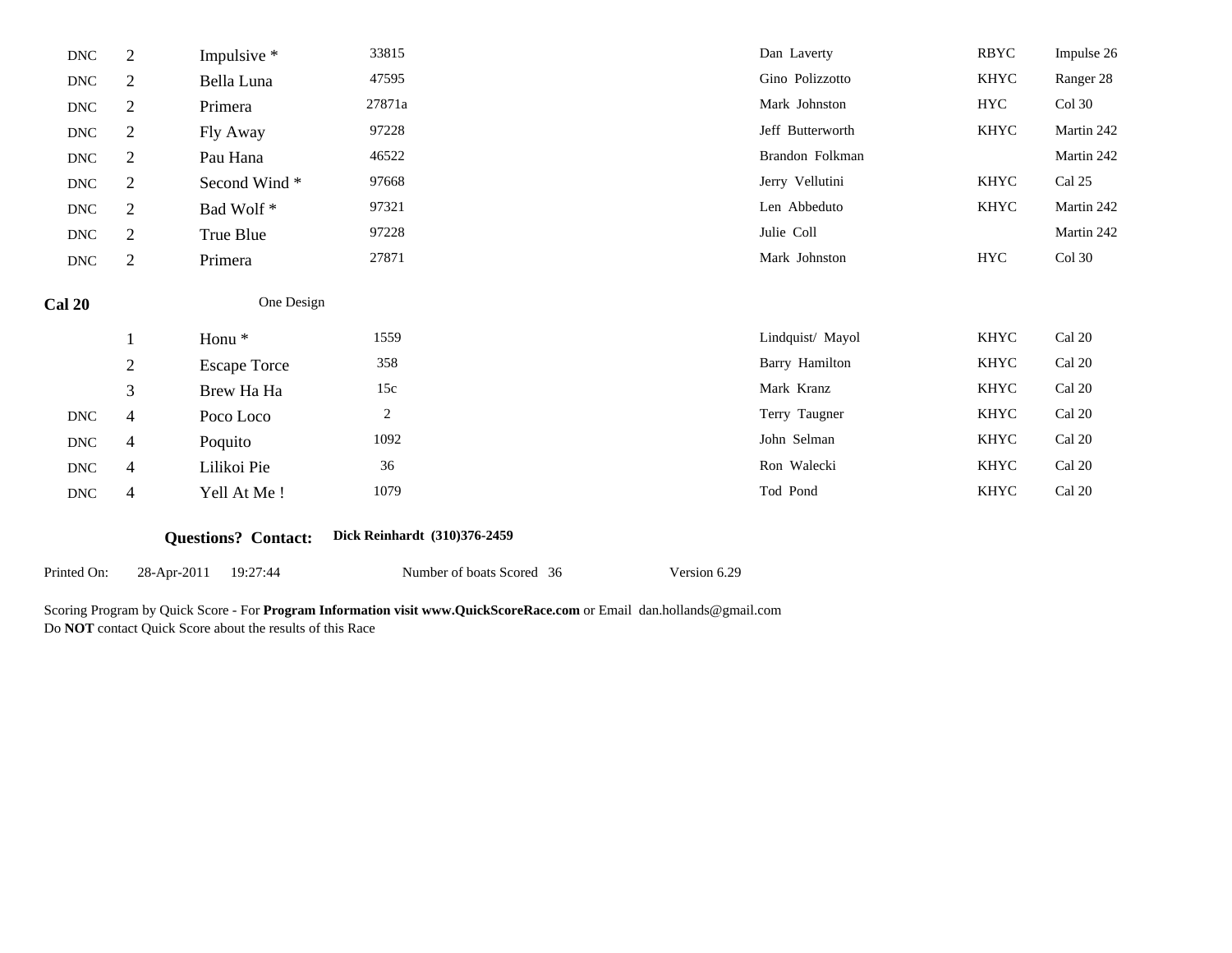| | | | | | | |
|---|---|---|---|---|---|---|
| DNC | 2 | Impulsive * | 33815 | Dan Laverty | RBYC | Impulse 26 |
| DNC | 2 | Bella Luna | 47595 | Gino Polizzotto | KHYC | Ranger 28 |
| DNC | 2 | Primera | 27871a | Mark Johnston | HYC | Col 30 |
| DNC | 2 | Fly Away | 97228 | Jeff Butterworth | KHYC | Martin 242 |
| DNC | 2 | Pau Hana | 46522 | Brandon Folkman | | Martin 242 |
| DNC | 2 | Second Wind * | 97668 | Jerry Vellutini | KHYC | Cal 25 |
| DNC | 2 | Bad Wolf * | 97321 | Len Abbeduto | KHYC | Martin 242 |
| DNC | 2 | True Blue | 97228 | Julie Coll | | Martin 242 |
| DNC | 2 | Primera | 27871 | Mark Johnston | HYC | Col 30 |

**Cal 20** One Design

| | | | | | | |
|---|---|---|---|---|---|---|
| | 1 | Honu * | 1559 | Lindquist/ Mayol | KHYC | Cal 20 |
| | 2 | Escape Torce | 358 | Barry Hamilton | KHYC | Cal 20 |
| | 3 | Brew Ha Ha | 15c | Mark Kranz | KHYC | Cal 20 |
| DNC | 4 | Poco Loco | 2 | Terry Taugner | KHYC | Cal 20 |
| DNC | 4 | Poquito | 1092 | John Selman | KHYC | Cal 20 |
| DNC | 4 | Lilikoi Pie | 36 | Ron Walecki | KHYC | Cal 20 |
| DNC | 4 | Yell At Me ! | 1079 | Tod Pond | KHYC | Cal 20 |

**Questions? Contact:** **Dick Reinhardt (310)376-2459**

Printed On: 28-Apr-2011 19:27:44 Number of boats Scored 36 Version 6.29

Scoring Program by Quick Score - For **Program Information visit www.QuickScoreRace.com** or Email dan.hollands@gmail.com
Do **NOT** contact Quick Score about the results of this Race